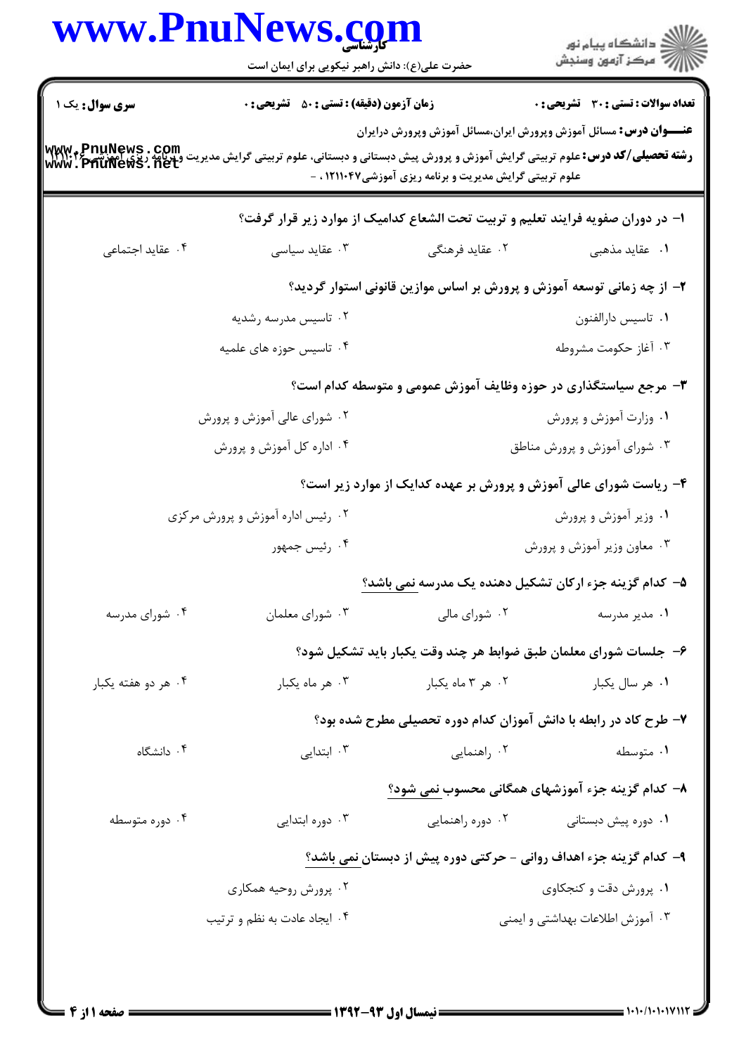www.PnuNews.com

کارشناسی

حضرت علی(ع): دانش راهبر نیکویی برای ایمان است

دانشگاه پیام نور
مرکز آزمون وسنجش

**سری سوال:** یک ۱ | **زمان آزمون (دقیقه) : تستی : ۵۰ تشریحی : ۰** | **تعداد سوالات : تستی : ۳۰ تشریحی : ۰**

**عنـــوان درس:** مسائل آموزش وپرورش ایران،مسائل آموزش وپرورش درایران

**رشته تحصیلی/کد درس:** علوم تربیتی گرایش آموزش و پرورش پیش دبستانی و دبستانی، علوم تربیتی گرایش مدیریت وبرنامه ریزی آموزشی ۱۲۱۱۰۴۲، علوم تربیتی گرایش مدیریت و برنامه ریزی آموزشی۱۲۱۱۰۴۷ ، -

**۱- در دوران صفویه فرایند تعلیم و تربیت تحت الشعاع کدامیک از موارد زیر قرار گرفت؟**

۱. عقاید مذهبی
۲. عقاید فرهنگی
۳. عقاید سیاسی
۴. عقاید اجتماعی

**۲- از چه زمانی توسعه آموزش و پرورش بر اساس موازین قانونی استوار گردید؟**

۱. تاسیس دارالفنون
۲. تاسیس مدرسه رشدیه
۳. آغاز حکومت مشروطه
۴. تاسیس حوزه های علمیه

**۳- مرجع سیاستگذاری در حوزه وظایف آموزش عمومی و متوسطه کدام است؟**

۱. وزارت آموزش و پرورش
۲. شورای عالی آموزش و پرورش
۳. شورای آموزش و پرورش مناطق
۴. اداره کل آموزش و پرورش

**۴- ریاست شورای عالی آموزش و پرورش بر عهده کدایک از موارد زیر است؟**

۱. وزیر آموزش و پرورش
۲. رئیس اداره آموزش و پرورش مرکزی
۳. معاون وزیر آموزش و پرورش
۴. رئیس جمهور

**۵- کدام گزینه جزء ارکان تشکیل دهنده یک مدرسه نمی باشد؟**

۱. مدیر مدرسه
۲. شورای مالی
۳. شورای معلمان
۴. شورای مدرسه

**۶- جلسات شورای معلمان طبق ضوابط هر چند وقت یکبار باید تشکیل شود؟**

۱. هر سال یکبار
۲. هر ۳ ماه یکبار
۳. هر ماه یکبار
۴. هر دو هفته یکبار

**۷- طرح کاد در رابطه با دانش آموزان کدام دوره تحصیلی مطرح شده بود؟**

۱. متوسطه
۲. راهنمایی
۳. ابتدایی
۴. دانشگاه

**۸- کدام گزینه جزء آموزشهای همگانی محسوب نمی شود؟**

۱. دوره پیش دبستانی
۲. دوره راهنمایی
۳. دوره ابتدایی
۴. دوره متوسطه

**۹- کدام گزینه جزء اهداف روانی - حرکتی دوره پیش از دبستان نمی باشد؟**

۱. پرورش دقت و کنجکاوی
۲. پرورش روحیه همکاری
۳. آموزش اطلاعات بهداشتی و ایمنی
۴. ایجاد عادت به نظم و ترتیب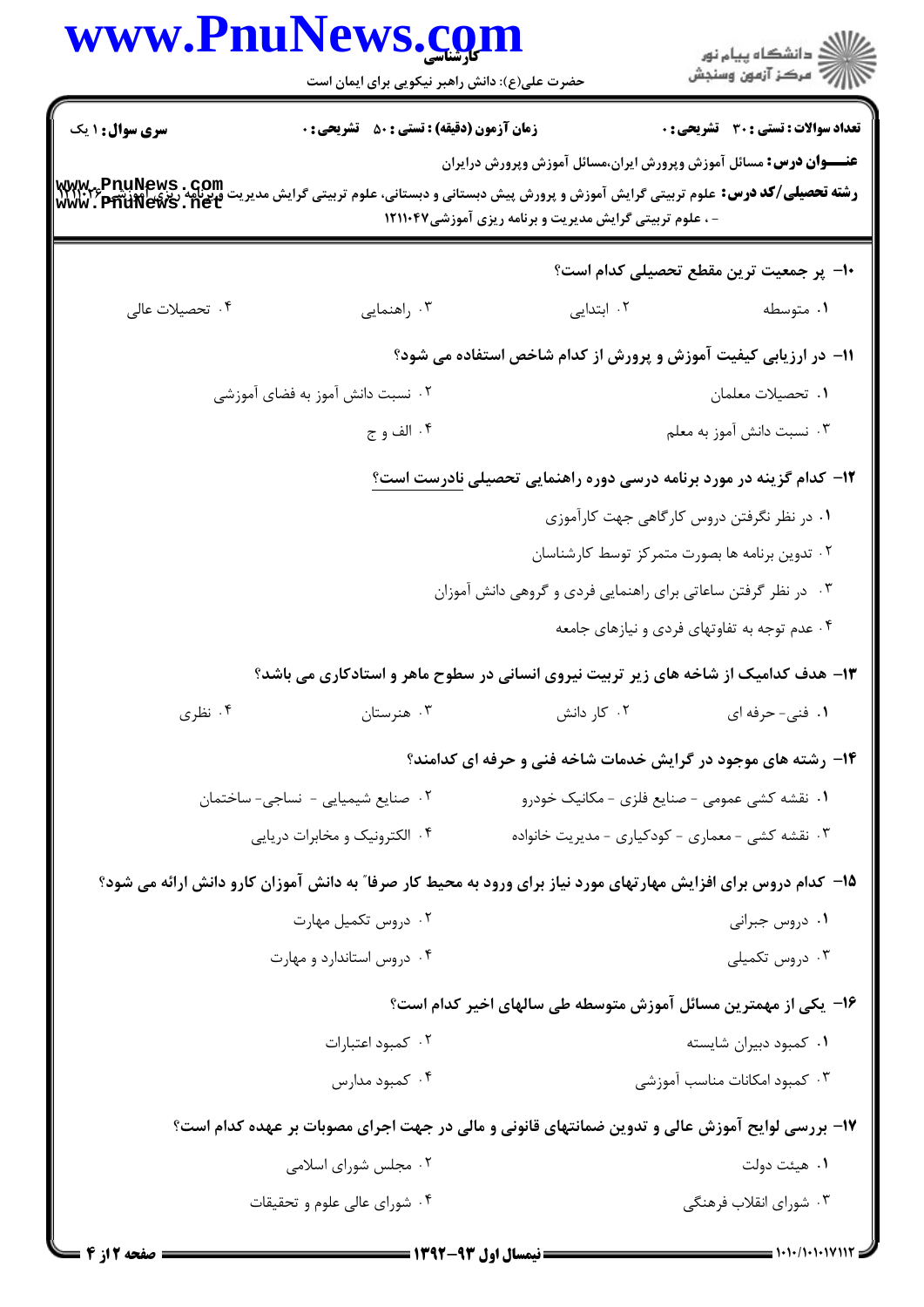**سری سوال:** ۱ یک | **زمان آزمون (دقیقه) : تستی : ۵۰ تشریحی : ۰** | **تعداد سوالات : تستی : ۳۰ تشریحی : ۰**

**عنـــوان درس:** مسائل آموزش وپرورش ایران،مسائل آموزش وپرورش درایران

**رشته تحصیلی/کد درس:** علوم تربیتی گرایش آموزش و پرورش پیش دبستانی و دبستانی، علوم تربیتی گرایش مدیریت وبرنامه ریزی آموزشی۱۱۱۱۰۲۶ - ، علوم تربیتی گرایش مدیریت و برنامه ریزی آموزشی۱۲۱۱۰۴۷

**۱۰- پر جمعیت ترین مقطع تحصیلی کدام است؟**

۱. متوسطه
۲. ابتدایی
۳. راهنمایی
۴. تحصیلات عالی

**۱۱- در ارزیابی کیفیت آموزش و پرورش از کدام شاخص استفاده می شود؟**

۱. تحصیلات معلمان
۲. نسبت دانش آموز به فضای آموزشی
۳. نسبت دانش آموز به معلم
۴. الف و ج

**۱۲- کدام گزینه در مورد برنامه درسی دوره راهنمایی تحصیلی نادرست است؟**

۱. در نظر نگرفتن دروس کارگاهی جهت کارآموزی
۲. تدوین برنامه ها بصورت متمرکز توسط کارشناسان
۳. در نظر گرفتن ساعاتی برای راهنمایی فردی و گروهی دانش آموزان
۴. عدم توجه به تفاوتهای فردی و نیازهای جامعه

**۱۳- هدف کدامیک از شاخه های زیر تربیت نیروی انسانی در سطوح ماهر و استادکاری می باشد؟**

۱. فنی- حرفه ای
۲. کار دانش
۳. هنرستان
۴. نظری

**۱۴- رشته های موجود در گرایش خدمات شاخه فنی و حرفه ای کدامند؟**

۱. نقشه کشی عمومی - صنایع فلزی - مکانیک خودرو
۲. صنایع شیمیایی - نساجی- ساختمان
۳. نقشه کشی - معماری - کودکیاری - مدیریت خانواده
۴. الکترونیک و مخابرات دریایی

**۱۵- کدام دروس برای افزایش مهارتهای مورد نیاز برای ورود به محیط کار صرفاً به دانش آموزان کارو دانش ارائه می شود؟**

۱. دروس جبرانی
۲. دروس تکمیل مهارت
۳. دروس تکمیلی
۴. دروس استاندارد و مهارت

**۱۶- یکی از مهمترین مسائل آموزش متوسطه طی سالهای اخیر کدام است؟**

۱. کمبود دبیران شایسته
۲. کمبود اعتبارات
۳. کمبود امکانات مناسب آموزشی
۴. کمبود مدارس

**۱۷- بررسی لوایح آموزش عالی و تدوین ضمانتهای قانونی و مالی در جهت اجرای مصوبات بر عهده کدام است؟**

۱. هیئت دولت
۲. مجلس شورای اسلامی
۳. شورای انقلاب فرهنگی
۴. شورای عالی علوم و تحقیقات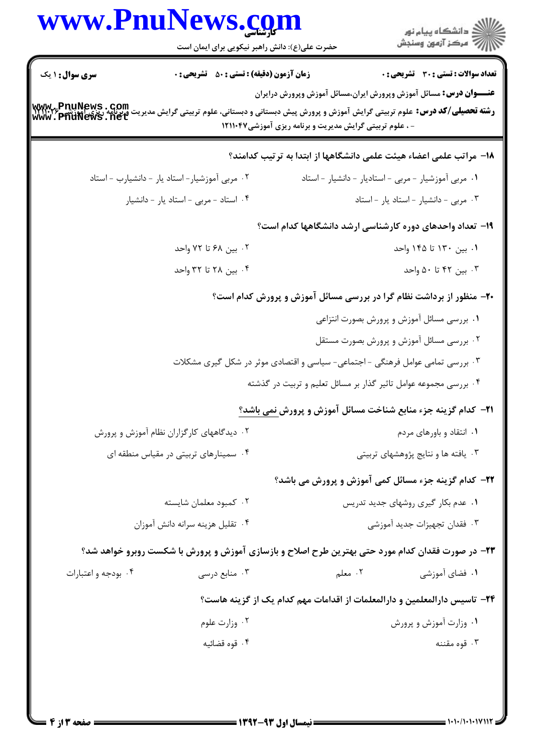**سری سوال:** ۱ یک | **زمان آزمون (دقیقه) : تستی :** ۵۰ **تشریحی :** ۰ | **تعداد سوالات : تستی :** ۳۰ **تشریحی :** ۰

**عنـــوان درس:** مسائل آموزش وپرورش ایران،مسائل آموزش وپرورش درایران

**رشته تحصیلی/کد درس:** علوم تربیتی گرایش آموزش و پرورش پیش دبستانی و دبستانی، علوم تربیتی گرایش مدیریت وبرنامه ریزی آموزشی۱۲۱۱۰۳۶ - ، علوم تربیتی گرایش مدیریت و برنامه ریزی آموزشی۱۲۱۱۰۴۷

۱۸- مراتب علمی اعضاء هیئت علمی دانشگاهها از ابتدا به ترتیب کدامند؟

۱. مربی آموزشیار - مربی - استادیار - دانشیار - استاد

۲. مربی آموزشیار- استاد یار - دانشیارب - استاد

۳. مربی - دانشیار - استاد یار - استاد

۴. استاد - مربی - استاد یار - دانشیار

۱۹- تعداد واحدهای دوره کارشناسی ارشد دانشگاهها کدام است؟

۱. بین ۱۳۰ تا ۱۴۵ واحد

۲. بین ۶۸ تا ۷۲ واحد

۳. بین ۴۲ تا ۵۰ واحد

۴. بین ۲۸ تا ۳۲ واحد

۲۰- منظور از برداشت نظام گرا در بررسی مسائل آموزش و پرورش کدام است؟

۱. بررسی مسائل آموزش و پرورش بصورت انتزاعی

۲. بررسی مسائل آموزش و پرورش بصورت مستقل

۳. بررسی تمامی عوامل فرهنگی - اجتماعی- سیاسی و اقتصادی موثر در شکل گیری مشکلات

۴. بررسی مجموعه عوامل تاثیر گذار بر مسائل تعلیم و تربیت در گذشته

۲۱- کدام گزینه جزء منابع شناخت مسائل آموزش و پرورش نمی باشد؟

۱. انتقاد و باورهای مردم

۲. دیدگاههای کارگزاران نظام آموزش و پرورش

۳. یافته ها و نتایج پژوهشهای تربیتی

۴. سمینارهای تربیتی در مقیاس منطقه ای

۲۲- کدام گزینه جزء مسائل کمی آموزش و پرورش می باشد؟

۱. عدم بکار گیری روشهای جدید تدریس

۲. کمبود معلمان شایسته

۳. فقدان تجهیزات جدید آموزشی

۴. تقلیل هزینه سرانه دانش آموزان

۲۳- در صورت فقدان کدام مورد حتی بهترین طرح اصلاح و بازسازی آموزش و پرورش با شکست روبرو خواهد شد؟

۱. فضای آموزشی

۲. معلم

۳. منابع درسی

۴. بودجه و اعتبارات

۲۴- تاسیس دارالمعلمین و دارالمعلمات از اقدامات مهم کدام یک از گزینه هاست؟

۱. وزارت آموزش و پرورش

۲. وزارت علوم

۳. قوه مقننه

۴. قوه قضائیه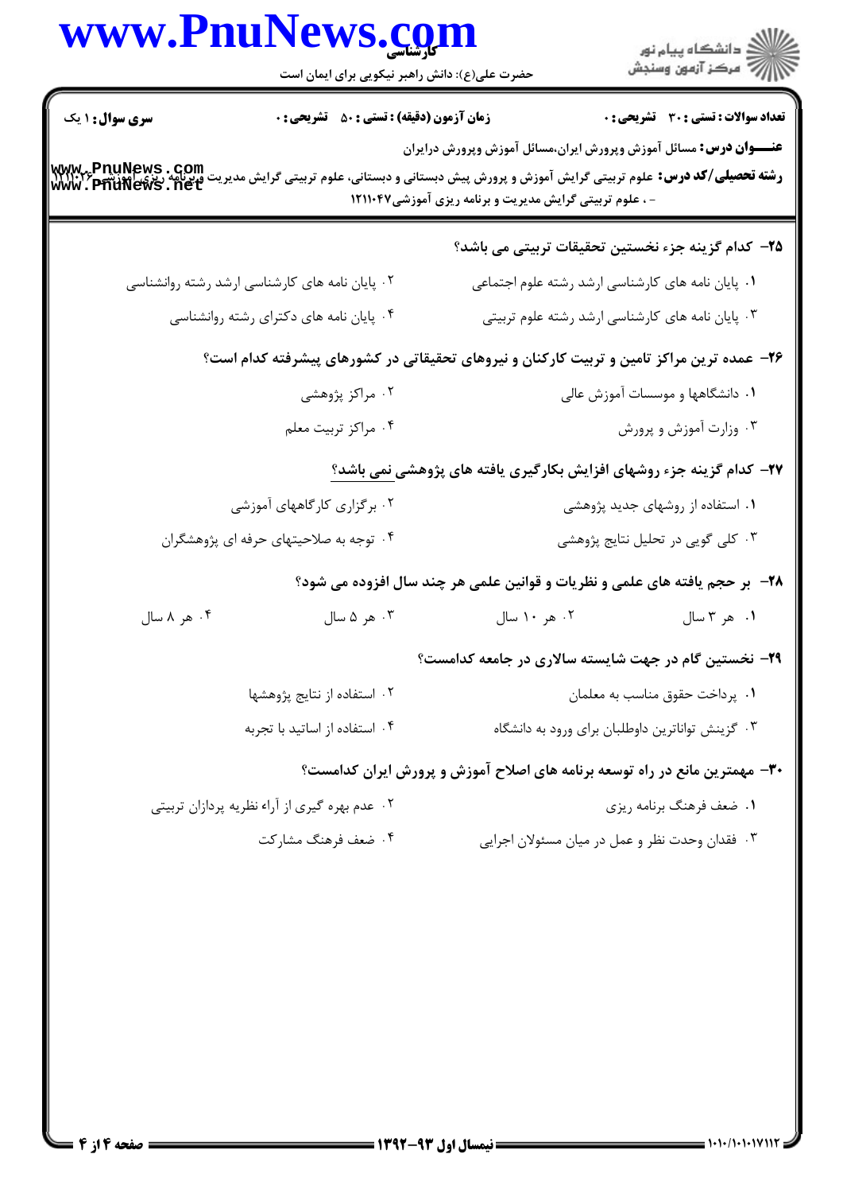**سری سوال:** ۱ یک

**زمان آزمون (دقیقه) : تستی : ۵۰ تشریحی : ۰**

**تعداد سوالات : تستی : ۳۰ تشریحی : ۰**

**عنـــوان درس:** مسائل آموزش وپرورش ایران،مسائل آموزش وپرورش درایران

**رشته تحصیلی/کد درس:** علوم تربیتی گرایش آموزش و پرورش پیش دبستانی و دبستانی، علوم تربیتی گرایش مدیریت وبرنامه ریزی آموزشی ۱۱۱۱۰۲۶ - ، علوم تربیتی گرایش مدیریت و برنامه ریزی آموزشی۱۲۱۱۰۴۷

**۲۵- کدام گزینه جزء نخستین تحقیقات تربیتی می باشد؟**

۱. پایان نامه های کارشناسی ارشد رشته علوم اجتماعی

۲. پایان نامه های کارشناسی ارشد رشته روانشناسی

۳. پایان نامه های کارشناسی ارشد رشته علوم تربیتی

۴. پایان نامه های دکترای رشته روانشناسی

**۲۶- عمده ترین مراکز تامین و تربیت کارکنان و نیروهای تحقیقاتی در کشورهای پیشرفته کدام است؟**

۱. دانشگاهها و موسسات آموزش عالی

۲. مراکز پژوهشی

۳. وزارت آموزش و پرورش

۴. مراکز تربیت معلم

**۲۷- کدام گزینه جزء روشهای افزایش بکارگیری یافته های پژوهشی نمی باشد؟**

۱. استفاده از روشهای جدید پژوهشی

۲. برگزاری کارگاههای آموزشی

۳. کلی گویی در تحلیل نتایج پژوهشی

۴. توجه به صلاحیتهای حرفه ای پژوهشگران

**۲۸- بر حجم یافته های علمی و نظریات و قوانین علمی هر چند سال افزوده می شود؟**

۱. هر ۳ سال

۲. هر ۱۰ سال

۳. هر ۵ سال

۴. هر ۸ سال

**۲۹- نخستین گام در جهت شایسته سالاری در جامعه کدامست؟**

۱. پرداخت حقوق مناسب به معلمان

۲. استفاده از نتایج پژوهشها

۳. گزینش تواناترین داوطلبان برای ورود به دانشگاه

۴. استفاده از اساتید با تجربه

**۳۰- مهمترین مانع در راه توسعه برنامه های اصلاح آموزش و پرورش ایران کدامست؟**

۱. ضعف فرهنگ برنامه ریزی

۲. عدم بهره گیری از آراء نظریه پردازان تربیتی

۳. فقدان وحدت نظر و عمل در میان مسئولان اجرایی

۴. ضعف فرهنگ مشارکت